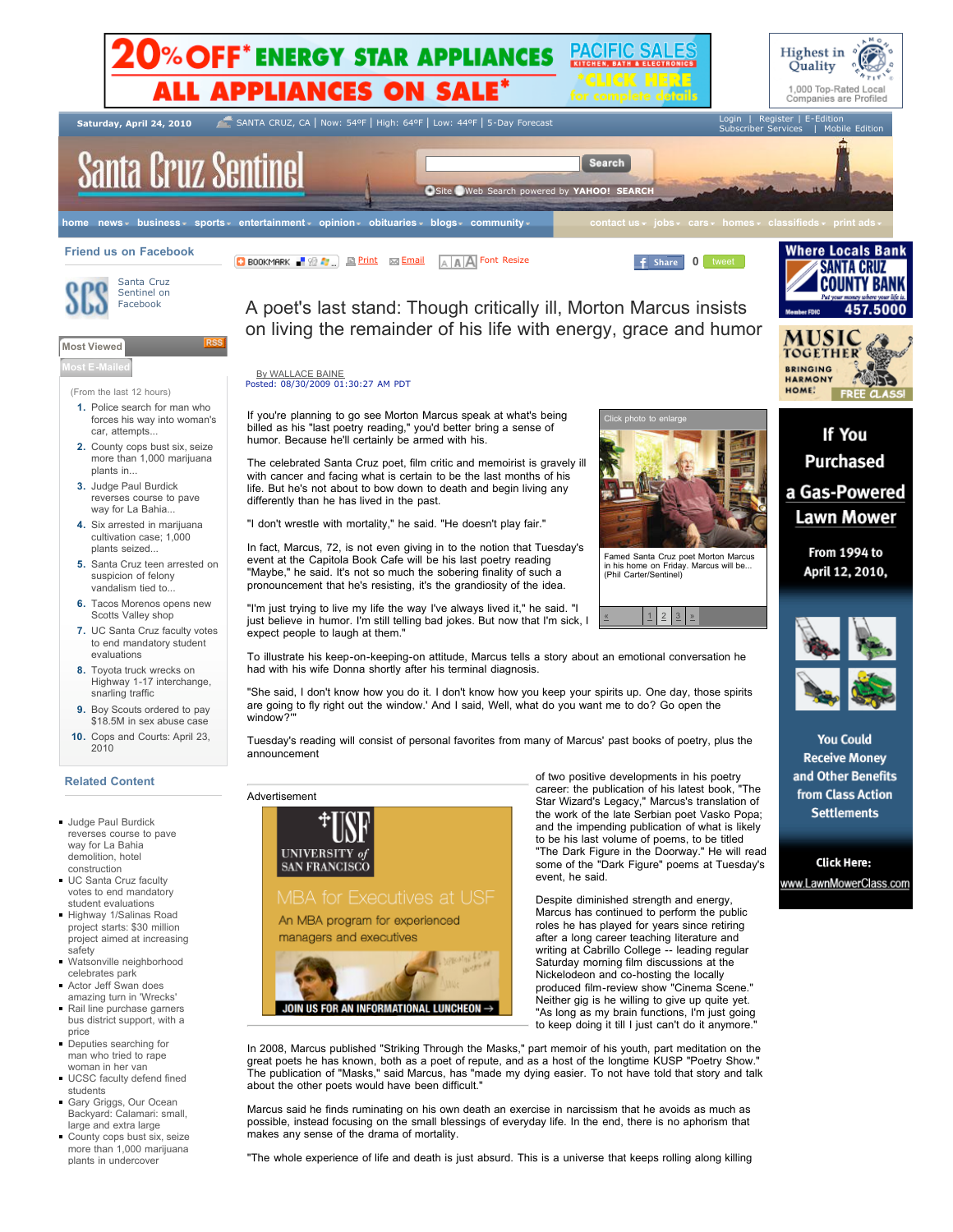# A poet's last stand: Though critically ill, Morton Marcus insists on living the remainder of his life with energy, grace and humor

By WALLACE BAINE
Posted: 08/30/2009 01:30:27 AM PDT

If you're planning to go see Morton Marcus speak at what's being billed as his "last poetry reading," you'd better bring a sense of humor. Because he'll certainly be armed with his.

The celebrated Santa Cruz poet, film critic and memoirist is gravely ill with cancer and facing what is certain to be the last months of his life. But he's not about to bow down to death and begin living any differently than he has lived in the past.

"I don't wrestle with mortality," he said. "He doesn't play fair."

In fact, Marcus, 72, is not even giving in to the notion that Tuesday's event at the Capitola Book Cafe will be his last poetry reading "Maybe," he said. It's not so much the sobering finality of such a pronouncement that he's resisting, it's the grandiosity of the idea.

"I'm just trying to live my life the way I've always lived it," he said. "I just believe in humor. I'm still telling bad jokes. But now that I'm sick, I expect people to laugh at them."

Famed Santa Cruz poet Morton Marcus in his home on Friday. Marcus will be... (Phil Carter/Sentinel)

To illustrate his keep-on-keeping-on attitude, Marcus tells a story about an emotional conversation he had with his wife Donna shortly after his terminal diagnosis.

"She said, I don't know how you do it. I don't know how you keep your spirits up. One day, those spirits are going to fly right out the window.' And I said, Well, what do you want me to do? Go open the window?'"

Tuesday's reading will consist of personal favorites from many of Marcus' past books of poetry, plus the announcement of two positive developments in his poetry career: the publication of his latest book, "The Star Wizard's Legacy," Marcus's translation of the work of the late Serbian poet Vasko Popa; and the impending publication of what is likely to be his last volume of poems, to be titled "The Dark Figure in the Doorway." He will read some of the "Dark Figure" poems at Tuesday's event, he said.

Despite diminished strength and energy, Marcus has continued to perform the public roles he has played for years since retiring after a long career teaching literature and writing at Cabrillo College -- leading regular Saturday morning film discussions at the Nickelodeon and co-hosting the locally produced film-review show "Cinema Scene." Neither gig is he willing to give up quite yet. "As long as my brain functions, I'm just going to keep doing it till I just can't do it anymore."

In 2008, Marcus published "Striking Through the Masks," part memoir of his youth, part meditation on the great poets he has known, both as a poet of repute, and as a host of the longtime KUSP "Poetry Show." The publication of "Masks," said Marcus, has "made my dying easier. To not have told that story and talk about the other poets would have been difficult."

Marcus said he finds ruminating on his own death an exercise in narcissism that he avoids as much as possible, instead focusing on the small blessings of everyday life. In the end, there is no aphorism that makes any sense of the drama of mortality.

"The whole experience of life and death is just absurd. This is a universe that keeps rolling along killing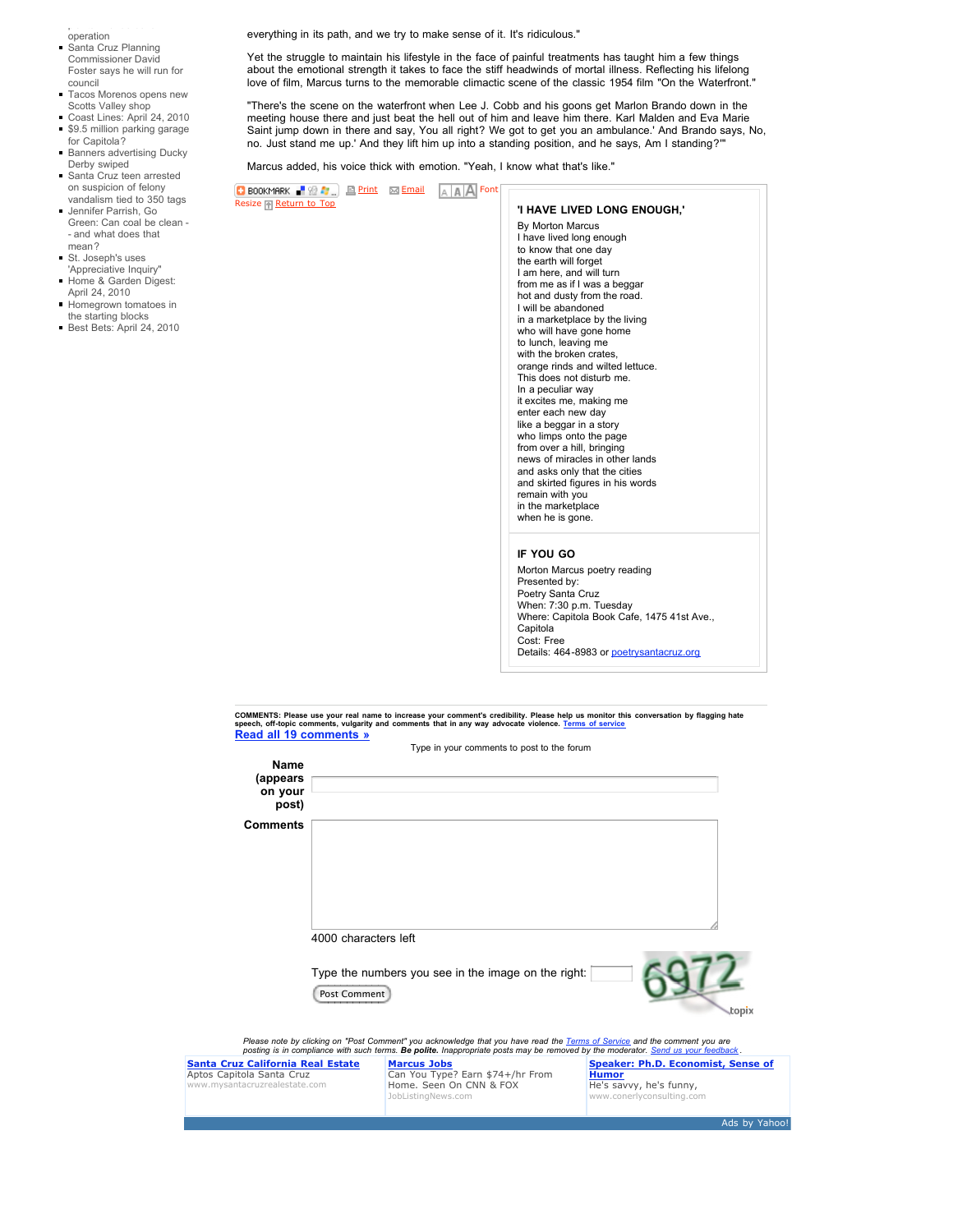- operation
- Santa Cruz Planning Commissioner David Foster says he will run for council
- Tacos Morenos opens new Scotts Valley shop
- Coast Lines: April 24, 2010
- $9.5 million parking garage for Capitola?
- Banners advertising Ducky Derby swiped
- Santa Cruz teen arrested on suspicion of felony vandalism tied to 350 tags
- Jennifer Parrish, Go Green: Can coal be clean -- and what does that mean?
- St. Joseph's uses 'Appreciative Inquiry'
- Home & Garden Digest: April 24, 2010
- Homegrown tomatoes in the starting blocks
- Best Bets: April 24, 2010

everything in its path, and we try to make sense of it. It's ridiculous."

Yet the struggle to maintain his lifestyle in the face of painful treatments has taught him a few things about the emotional strength it takes to face the stiff headwinds of mortal illness. Reflecting his lifelong love of film, Marcus turns to the memorable climactic scene of the classic 1954 film "On the Waterfront."

"There's the scene on the waterfront when Lee J. Cobb and his goons get Marlon Brando down in the meeting house there and just beat the hell out of him and leave him there. Karl Malden and Eva Marie Saint jump down in there and say, You all right? We got to get you an ambulance.' And Brando says, No, no. Just stand me up.' And they lift him up into a standing position, and he says, Am I standing?'"

Marcus added, his voice thick with emotion. "Yeah, I know what that's like."

BOOKMARK | Print | Email | Font Resize | Return to Top

### 'I HAVE LIVED LONG ENOUGH,'

By Morton Marcus
I have lived long enough
to know that one day
the earth will forget
I am here, and will turn
from me as if I was a beggar
hot and dusty from the road.
I will be abandoned
in a marketplace by the living
who will have gone home
to lunch, leaving me
with the broken crates,
orange rinds and wilted lettuce.
This does not disturb me.
In a peculiar way
it excites me, making me
enter each new day
like a beggar in a story
who limps onto the page
from over a hill, bringing
news of miracles in other lands
and asks only that the cities
and skirted figures in his words
remain with you
in the marketplace
when he is gone.

### IF YOU GO

Morton Marcus poetry reading
Presented by:
Poetry Santa Cruz
When: 7:30 p.m. Tuesday
Where: Capitola Book Cafe, 1475 41st Ave., Capitola
Cost: Free
Details: 464-8983 or poetrysantacruz.org

**COMMENTS: Please use your real name to increase your comment's credibility. Please help us monitor this conversation by flagging hate speech, off-topic comments, vulgarity and comments that in any way advocate violence.** Terms of service

**Read all 19 comments »**

Type in your comments to post to the forum

**Name (appears on your post)**

**Comments**

4000 characters left

Type the numbers you see in the image on the right:

Post Comment

*Please note by clicking on "Post Comment" you acknowledge that you have read the Terms of Service and the comment you are posting is in compliance with such terms. **Be polite.** Inappropriate posts may be removed by the moderator. Send us your feedback.*

| **Santa Cruz California Real Estate** | **Marcus Jobs** | **Speaker: Ph.D. Economist, Sense of Humor** |
| --- | --- | --- |
| Aptos Capitola Santa Cruz<br>www.mysantacruzrealestate.com | Can You Type? Earn $74+/hr From Home. Seen On CNN & FOX<br>JobListingNews.com | He's savvy, he's funny,<br>www.conerlyconsulting.com |

Ads by Yahoo!